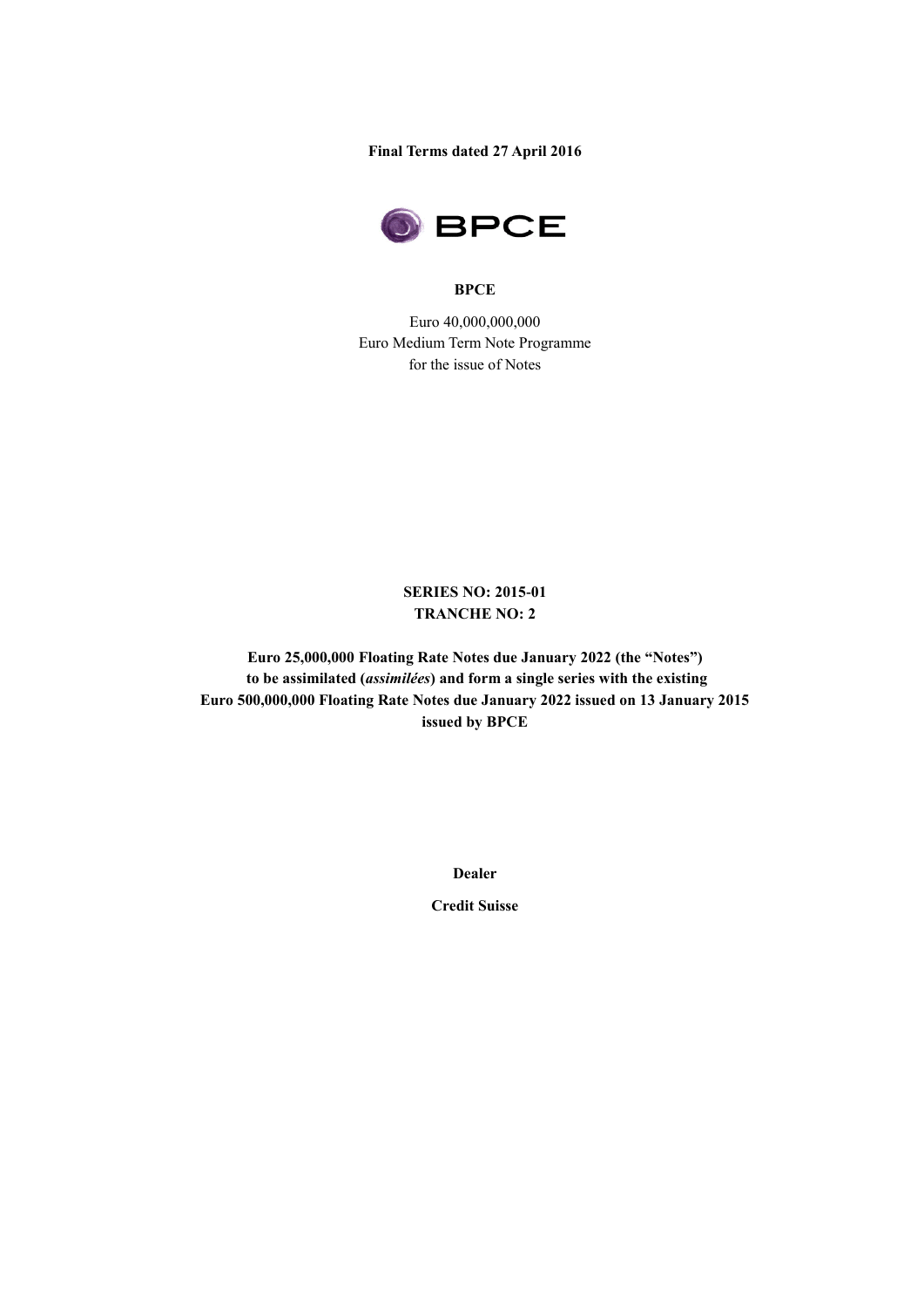**Final Terms dated 27 April 2016**

**BPCE**

Euro 40,000,000,000
Euro Medium Term Note Programme
for the issue of Notes

**SERIES NO: 2015-01**
**TRANCHE NO: 2**

**Euro 25,000,000 Floating Rate Notes due January 2022 (the "Notes")**
**to be assimilated (*assimilées*) and form a single series with the existing**
**Euro 500,000,000 Floating Rate Notes due January 2022 issued on 13 January 2015**
**issued by BPCE**

**Dealer**

**Credit Suisse**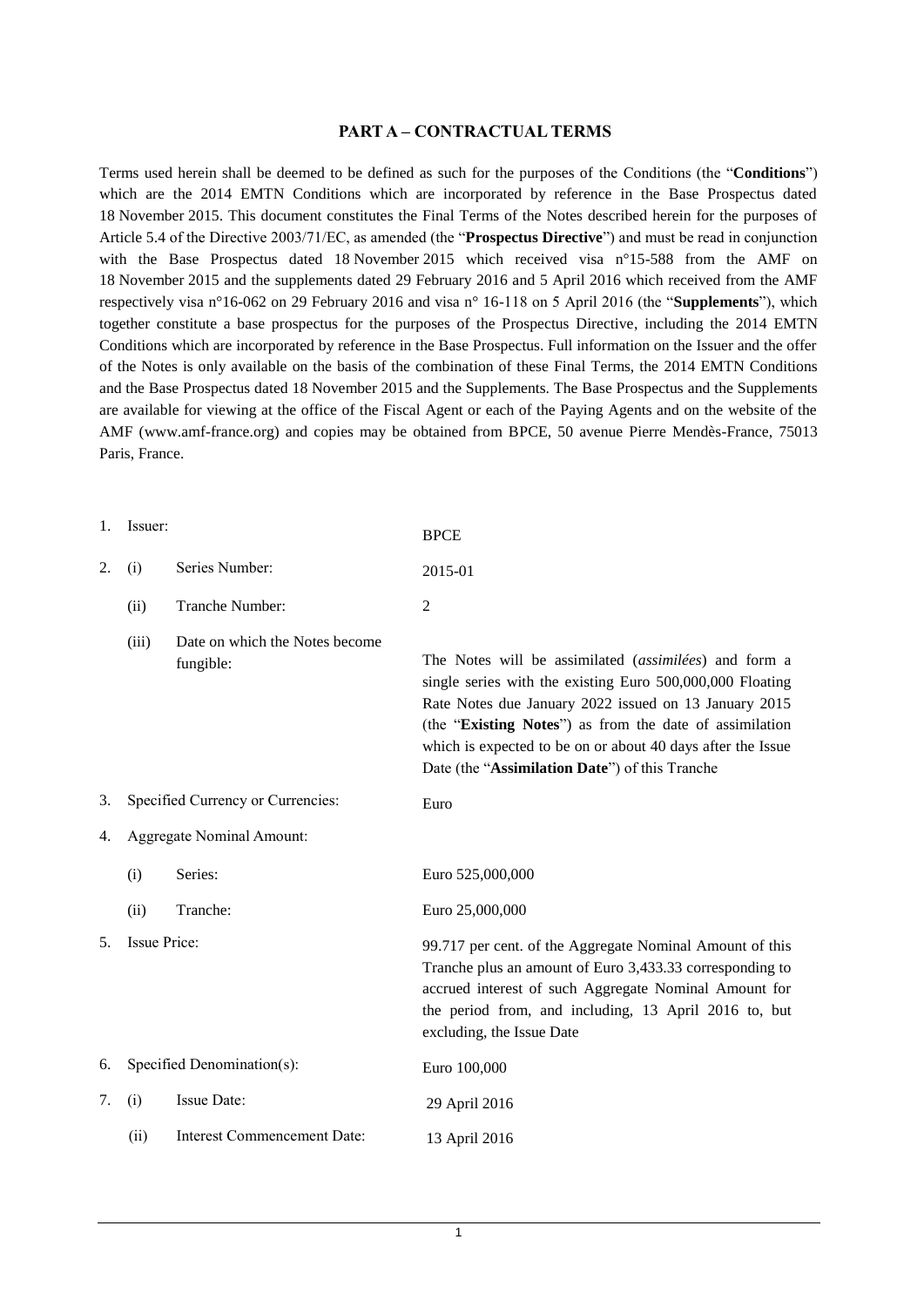## PART A – CONTRACTUAL TERMS

Terms used herein shall be deemed to be defined as such for the purposes of the Conditions (the "**Conditions**") which are the 2014 EMTN Conditions which are incorporated by reference in the Base Prospectus dated 18 November 2015. This document constitutes the Final Terms of the Notes described herein for the purposes of Article 5.4 of the Directive 2003/71/EC, as amended (the "**Prospectus Directive**") and must be read in conjunction with the Base Prospectus dated 18 November 2015 which received visa n°15-588 from the AMF on 18 November 2015 and the supplements dated 29 February 2016 and 5 April 2016 which received from the AMF respectively visa n°16-062 on 29 February 2016 and visa n° 16-118 on 5 April 2016 (the "**Supplements**"), which together constitute a base prospectus for the purposes of the Prospectus Directive, including the 2014 EMTN Conditions which are incorporated by reference in the Base Prospectus. Full information on the Issuer and the offer of the Notes is only available on the basis of the combination of these Final Terms, the 2014 EMTN Conditions and the Base Prospectus dated 18 November 2015 and the Supplements. The Base Prospectus and the Supplements are available for viewing at the office of the Fiscal Agent or each of the Paying Agents and on the website of the AMF (www.amf-france.org) and copies may be obtained from BPCE, 50 avenue Pierre Mendès-France, 75013 Paris, France.

| | | | |
|---|---|---|---|
| 1. | Issuer: | | BPCE |
| 2. | (i) | Series Number: | 2015-01 |
| | (ii) | Tranche Number: | 2 |
| | (iii) | Date on which the Notes become fungible: | The Notes will be assimilated (*assimilées*) and form a single series with the existing Euro 500,000,000 Floating Rate Notes due January 2022 issued on 13 January 2015 (the "**Existing Notes**") as from the date of assimilation which is expected to be on or about 40 days after the Issue Date (the "**Assimilation Date**") of this Tranche |
| 3. | Specified Currency or Currencies: | | Euro |
| 4. | Aggregate Nominal Amount: | | |
| | (i) | Series: | Euro 525,000,000 |
| | (ii) | Tranche: | Euro 25,000,000 |
| 5. | Issue Price: | | 99.717 per cent. of the Aggregate Nominal Amount of this Tranche plus an amount of Euro 3,433.33 corresponding to accrued interest of such Aggregate Nominal Amount for the period from, and including, 13 April 2016 to, but excluding, the Issue Date |
| 6. | Specified Denomination(s): | | Euro 100,000 |
| 7. | (i) | Issue Date: | 29 April 2016 |
| | (ii) | Interest Commencement Date: | 13 April 2016 |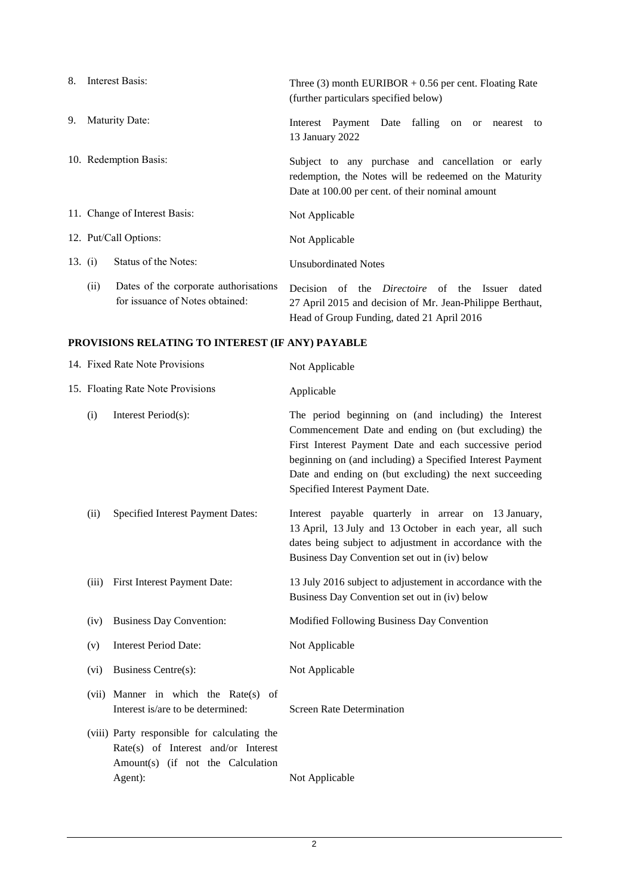| | |
|---|---|
| 8. Interest Basis: | Three (3) month EURIBOR + 0.56 per cent. Floating Rate (further particulars specified below) |
| 9. Maturity Date: | Interest Payment Date falling on or nearest to 13 January 2022 |
| 10. Redemption Basis: | Subject to any purchase and cancellation or early redemption, the Notes will be redeemed on the Maturity Date at 100.00 per cent. of their nominal amount |
| 11. Change of Interest Basis: | Not Applicable |
| 12. Put/Call Options: | Not Applicable |
| 13. (i) Status of the Notes: | Unsubordinated Notes |
| (ii) Dates of the corporate authorisations for issuance of Notes obtained: | Decision of the *Directoire* of the Issuer dated 27 April 2015 and decision of Mr. Jean-Philippe Berthaut, Head of Group Funding, dated 21 April 2016 |

## PROVISIONS RELATING TO INTEREST (IF ANY) PAYABLE

| | |
|---|---|
| 14. Fixed Rate Note Provisions | Not Applicable |
| 15. Floating Rate Note Provisions | Applicable |
| (i) Interest Period(s): | The period beginning on (and including) the Interest Commencement Date and ending on (but excluding) the First Interest Payment Date and each successive period beginning on (and including) a Specified Interest Payment Date and ending on (but excluding) the next succeeding Specified Interest Payment Date. |
| (ii) Specified Interest Payment Dates: | Interest payable quarterly in arrear on 13 January, 13 April, 13 July and 13 October in each year, all such dates being subject to adjustment in accordance with the Business Day Convention set out in (iv) below |
| (iii) First Interest Payment Date: | 13 July 2016 subject to adjustement in accordance with the Business Day Convention set out in (iv) below |
| (iv) Business Day Convention: | Modified Following Business Day Convention |
| (v) Interest Period Date: | Not Applicable |
| (vi) Business Centre(s): | Not Applicable |
| (vii) Manner in which the Rate(s) of Interest is/are to be determined: | Screen Rate Determination |
| (viii) Party responsible for calculating the Rate(s) of Interest and/or Interest Amount(s) (if not the Calculation Agent): | Not Applicable |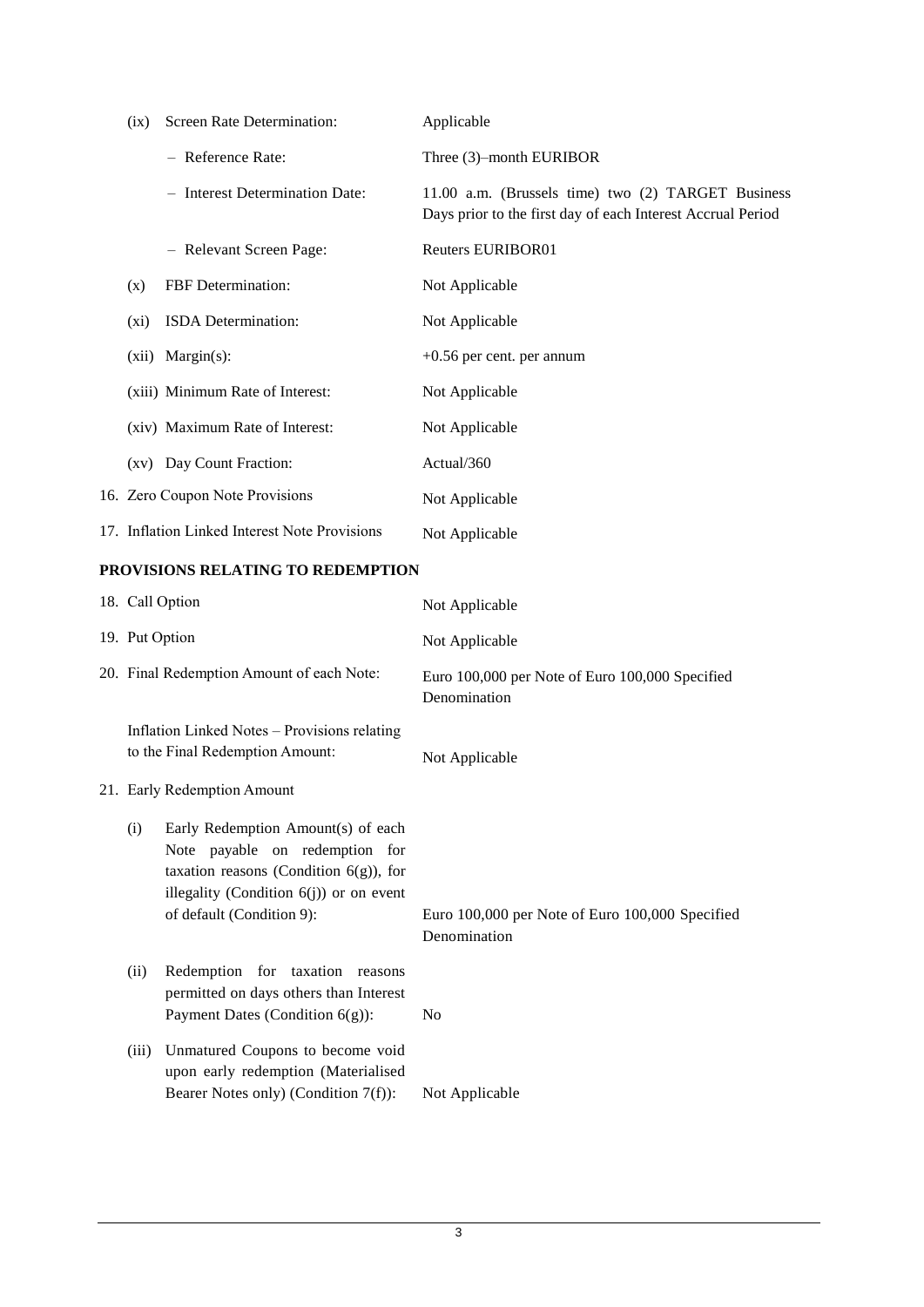| | |
|---|---|
| (ix) Screen Rate Determination: | Applicable |
| – Reference Rate: | Three (3)–month EURIBOR |
| – Interest Determination Date: | 11.00 a.m. (Brussels time) two (2) TARGET Business Days prior to the first day of each Interest Accrual Period |
| – Relevant Screen Page: | Reuters EURIBOR01 |
| (x) FBF Determination: | Not Applicable |
| (xi) ISDA Determination: | Not Applicable |
| (xii) Margin(s): | +0.56 per cent. per annum |
| (xiii) Minimum Rate of Interest: | Not Applicable |
| (xiv) Maximum Rate of Interest: | Not Applicable |
| (xv) Day Count Fraction: | Actual/360 |
| 16. Zero Coupon Note Provisions | Not Applicable |
| 17. Inflation Linked Interest Note Provisions | Not Applicable |

## PROVISIONS RELATING TO REDEMPTION

| | |
|---|---|
| 18. Call Option | Not Applicable |
| 19. Put Option | Not Applicable |
| 20. Final Redemption Amount of each Note: | Euro 100,000 per Note of Euro 100,000 Specified Denomination |
| Inflation Linked Notes – Provisions relating to the Final Redemption Amount: | Not Applicable |
| 21. Early Redemption Amount | |
| (i) Early Redemption Amount(s) of each Note payable on redemption for taxation reasons (Condition 6(g)), for illegality (Condition 6(j)) or on event of default (Condition 9): | Euro 100,000 per Note of Euro 100,000 Specified Denomination |
| (ii) Redemption for taxation reasons permitted on days others than Interest Payment Dates (Condition 6(g)): | No |
| (iii) Unmatured Coupons to become void upon early redemption (Materialised Bearer Notes only) (Condition 7(f)): | Not Applicable |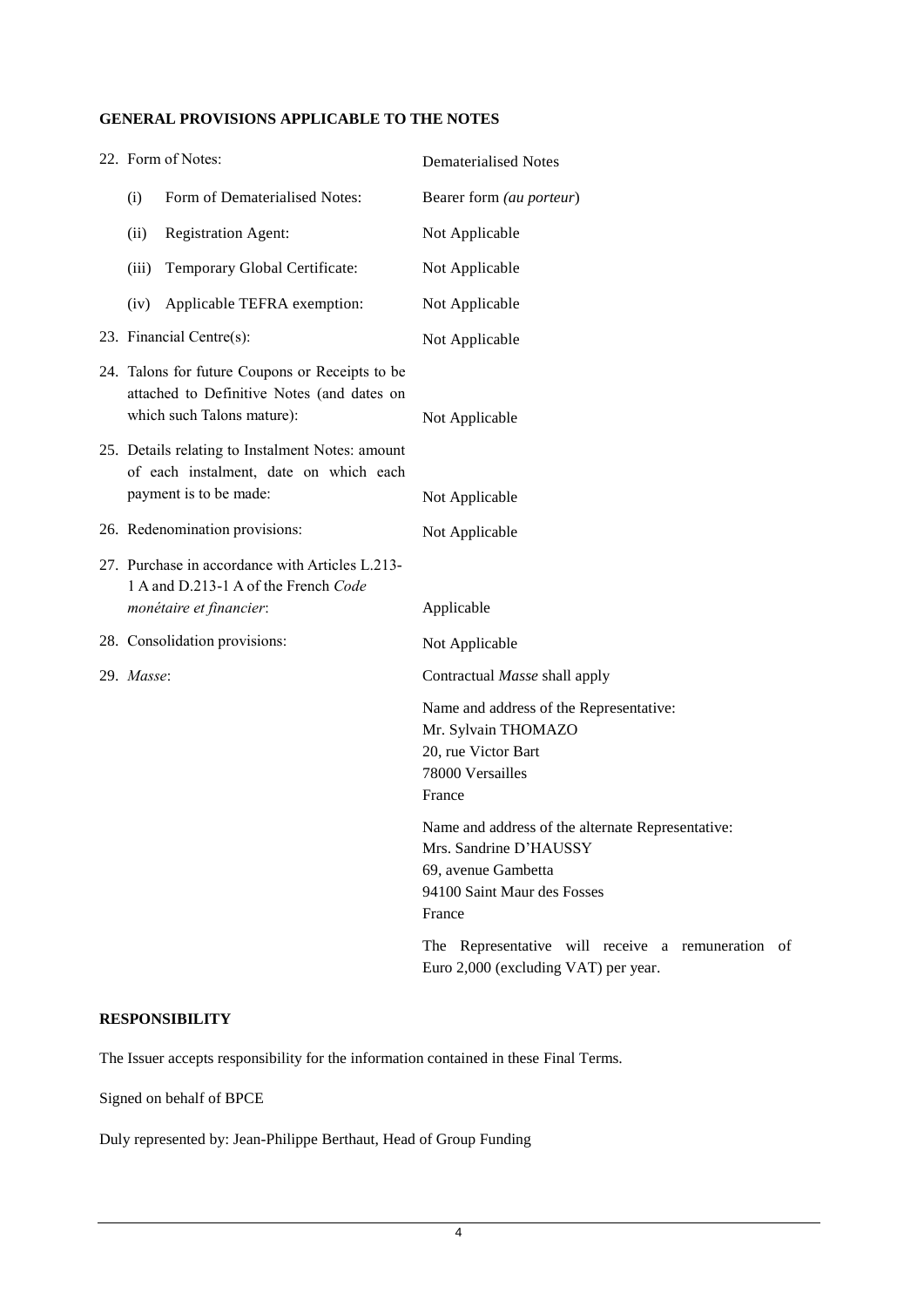## GENERAL PROVISIONS APPLICABLE TO THE NOTES

| | |
|---|---|
| 22. Form of Notes: | Dematerialised Notes |
| (i) Form of Dematerialised Notes: | Bearer form *(au porteur)* |
| (ii) Registration Agent: | Not Applicable |
| (iii) Temporary Global Certificate: | Not Applicable |
| (iv) Applicable TEFRA exemption: | Not Applicable |
| 23. Financial Centre(s): | Not Applicable |
| 24. Talons for future Coupons or Receipts to be attached to Definitive Notes (and dates on which such Talons mature): | Not Applicable |
| 25. Details relating to Instalment Notes: amount of each instalment, date on which each payment is to be made: | Not Applicable |
| 26. Redenomination provisions: | Not Applicable |
| 27. Purchase in accordance with Articles L.213-1 A and D.213-1 A of the French *Code monétaire et financier*: | Applicable |
| 28. Consolidation provisions: | Not Applicable |
| 29. *Masse*: | Contractual *Masse* shall apply<br><br>Name and address of the Representative:<br>Mr. Sylvain THOMAZO<br>20, rue Victor Bart<br>78000 Versailles<br>France<br><br>Name and address of the alternate Representative:<br>Mrs. Sandrine D'HAUSSY<br>69, avenue Gambetta<br>94100 Saint Maur des Fosses<br>France<br><br>The Representative will receive a remuneration of Euro 2,000 (excluding VAT) per year. |

## RESPONSIBILITY

The Issuer accepts responsibility for the information contained in these Final Terms.

Signed on behalf of BPCE

Duly represented by: Jean-Philippe Berthaut, Head of Group Funding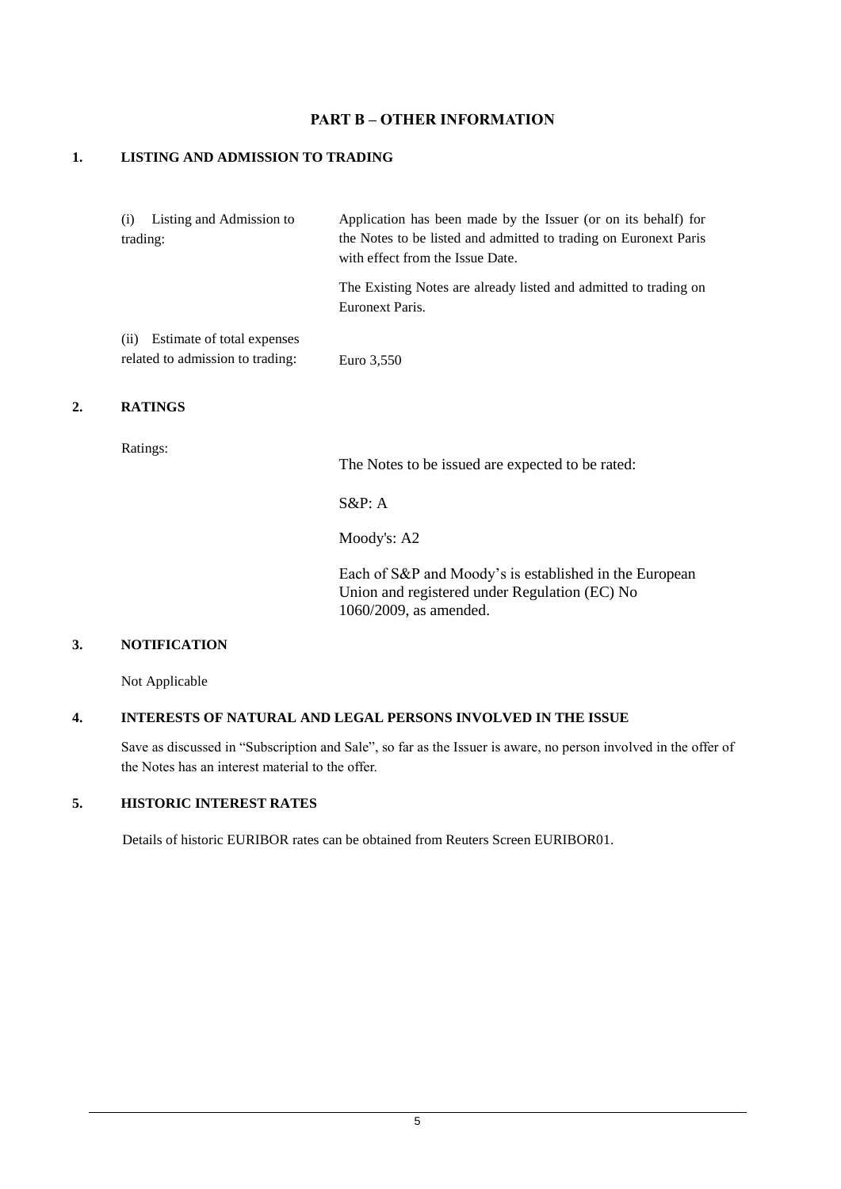## PART B – OTHER INFORMATION

### 1. LISTING AND ADMISSION TO TRADING

| | |
|---|---|
| (i) Listing and Admission to trading: | Application has been made by the Issuer (or on its behalf) for the Notes to be listed and admitted to trading on Euronext Paris with effect from the Issue Date.<br><br>The Existing Notes are already listed and admitted to trading on Euronext Paris. |
| (ii) Estimate of total expenses related to admission to trading: | Euro 3,550 |

### 2. RATINGS

| | |
|---|---|
| Ratings: | The Notes to be issued are expected to be rated:<br><br>S&P: A<br><br>Moody's: A2<br><br>Each of S&P and Moody's is established in the European Union and registered under Regulation (EC) No 1060/2009, as amended. |

### 3. NOTIFICATION

Not Applicable

### 4. INTERESTS OF NATURAL AND LEGAL PERSONS INVOLVED IN THE ISSUE

Save as discussed in "Subscription and Sale", so far as the Issuer is aware, no person involved in the offer of the Notes has an interest material to the offer.

### 5. HISTORIC INTEREST RATES

Details of historic EURIBOR rates can be obtained from Reuters Screen EURIBOR01.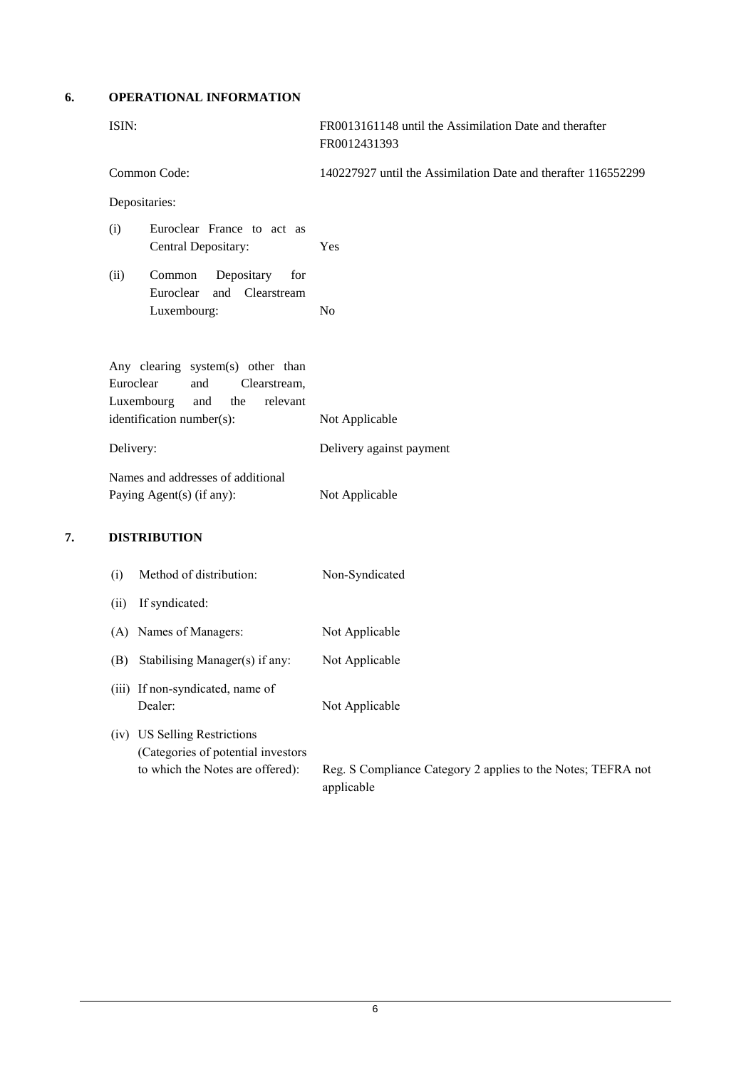## 6. OPERATIONAL INFORMATION

| | |
|---|---|
| ISIN: | FR0013161148 until the Assimilation Date and therafter FR0012431393 |
| Common Code: | 140227927 until the Assimilation Date and therafter 116552299 |
| Depositaries: | |
| (i) Euroclear France to act as Central Depositary: | Yes |
| (ii) Common Depositary for Euroclear and Clearstream Luxembourg: | No |
| Any clearing system(s) other than Euroclear and Clearstream, Luxembourg and the relevant identification number(s): | Not Applicable |
| Delivery: | Delivery against payment |
| Names and addresses of additional Paying Agent(s) (if any): | Not Applicable |

## 7. DISTRIBUTION

| | |
|---|---|
| (i) Method of distribution: | Non-Syndicated |
| (ii) If syndicated: | |
| (A) Names of Managers: | Not Applicable |
| (B) Stabilising Manager(s) if any: | Not Applicable |
| (iii) If non-syndicated, name of Dealer: | Not Applicable |
| (iv) US Selling Restrictions (Categories of potential investors to which the Notes are offered): | Reg. S Compliance Category 2 applies to the Notes; TEFRA not applicable |